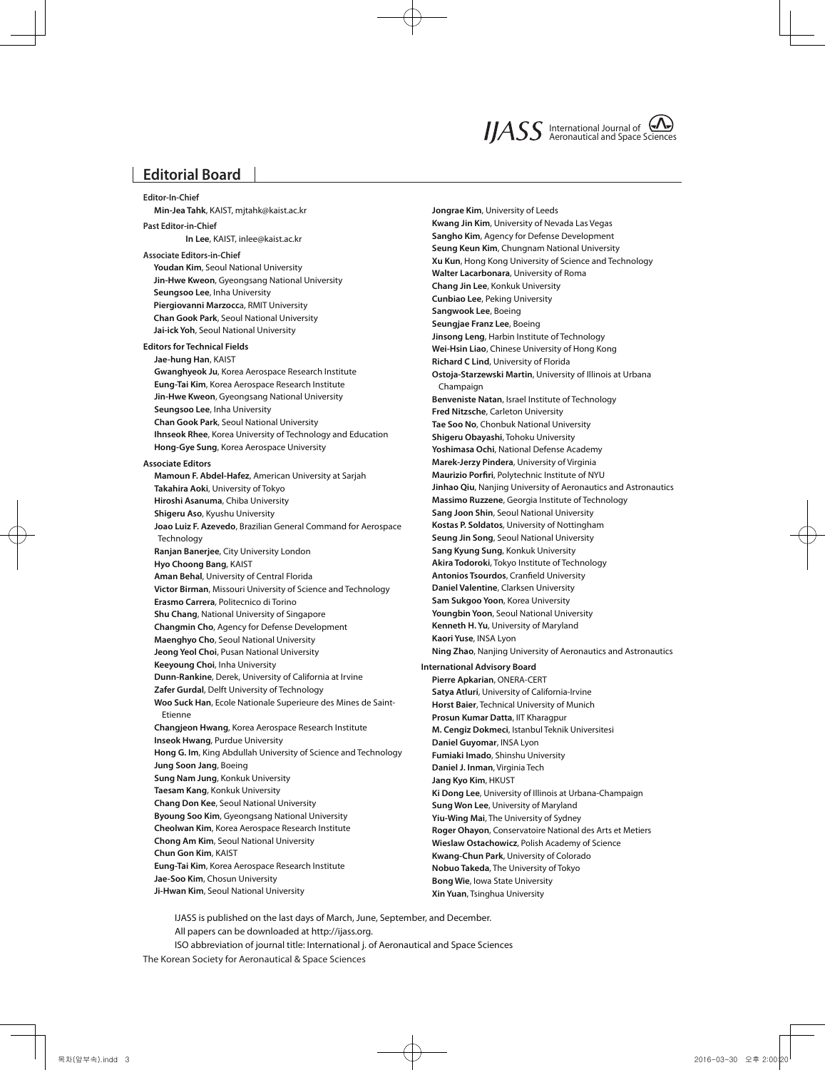*IJASS* International Journal of Aeronautical and Space Sciences

## Editorial Board

**Editor-In-Chief**

**Min-Jea Tahk**, KAIST, mjtahk@kaist.ac.kr

**Past Editor-in-Chief**

**In Lee**, KAIST, inlee@kaist.ac.kr

**Associate Editors-in-Chief**

**Youdan Kim**, Seoul National University
**Jin-Hwe Kweon**, Gyeongsang National University
**Seungsoo Lee**, Inha University
**Piergiovanni Marzocc**a, RMIT University
**Chan Gook Park**, Seoul National University
**Jai-ick Yoh**, Seoul National University

**Editors for Technical Fields**

**Jae-hung Han**, KAIST
**Gwanghyeok Ju**, Korea Aerospace Research Institute
**Eung-Tai Kim**, Korea Aerospace Research Institute
**Jin-Hwe Kweon**, Gyeongsang National University
**Seungsoo Lee**, Inha University
**Chan Gook Park**, Seoul National University
**Ihnseok Rhee**, Korea University of Technology and Education
**Hong-Gye Sung**, Korea Aerospace University

**Associate Editors**

**Mamoun F. Abdel-Hafez**, American University at Sarjah
**Takahira Aoki**, University of Tokyo
**Hiroshi Asanuma**, Chiba University
**Shigeru Aso**, Kyushu University
**Joao Luiz F. Azevedo**, Brazilian General Command for Aerospace Technology
**Ranjan Banerjee**, City University London
**Hyo Choong Bang**, KAIST
**Aman Behal**, University of Central Florida
**Victor Birman**, Missouri University of Science and Technology
**Erasmo Carrera**, Politecnico di Torino
**Shu Chang**, National University of Singapore
**Changmin Cho**, Agency for Defense Development
**Maenghyo Cho**, Seoul National University
**Jeong Yeol Choi**, Pusan National University
**Keeyoung Choi**, Inha University
**Dunn-Rankine**, Derek, University of California at Irvine
**Zafer Gurdal**, Delft University of Technology
**Woo Suck Han**, Ecole Nationale Superieure des Mines de Saint-Etienne
**Changjeon Hwang**, Korea Aerospace Research Institute
**Inseok Hwang**, Purdue University
**Hong G. Im**, King Abdullah University of Science and Technology
**Jung Soon Jang**, Boeing
**Sung Nam Jung**, Konkuk University
**Taesam Kang**, Konkuk University
**Chang Don Kee**, Seoul National University
**Byoung Soo Kim**, Gyeongsang National University
**Cheolwan Kim**, Korea Aerospace Research Institute
**Chong Am Kim**, Seoul National University
**Chun Gon Kim**, KAIST
**Eung-Tai Kim**, Korea Aerospace Research Institute
**Jae-Soo Kim**, Chosun University
**Ji-Hwan Kim**, Seoul National University
**Jongrae Kim**, University of Leeds
**Kwang Jin Kim**, University of Nevada Las Vegas
**Sangho Kim**, Agency for Defense Development
**Seung Keun Kim**, Chungnam National University
**Xu Kun**, Hong Kong University of Science and Technology
**Walter Lacarbonara**, University of Roma
**Chang Jin Lee**, Konkuk University
**Cunbiao Lee**, Peking University
**Sangwook Lee**, Boeing
**Seungjae Franz Lee**, Boeing
**Jinsong Leng**, Harbin Institute of Technology
**Wei-Hsin Liao**, Chinese University of Hong Kong
**Richard C Lind**, University of Florida
**Ostoja-Starzewski Martin**, University of Illinois at Urbana Champaign
**Benveniste Natan**, Israel Institute of Technology
**Fred Nitzsche**, Carleton University
**Tae Soo No**, Chonbuk National University
**Shigeru Obayashi**, Tohoku University
**Yoshimasa Ochi**, National Defense Academy
**Marek-Jerzy Pindera**, University of Virginia
**Maurizio Porfiri**, Polytechnic Institute of NYU
**Jinhao Qiu**, Nanjing University of Aeronautics and Astronautics
**Massimo Ruzzene**, Georgia Institute of Technology
**Sang Joon Shin**, Seoul National University
**Kostas P. Soldatos**, University of Nottingham
**Seung Jin Song**, Seoul National University
**Sang Kyung Sung**, Konkuk University
**Akira Todoroki**, Tokyo Institute of Technology
**Antonios Tsourdos**, Cranfield University
**Daniel Valentine**, Clarksen University
**Sam Sukgoo Yoon**, Korea University
**Youngbin Yoon**, Seoul National University
**Kenneth H. Yu**, University of Maryland
**Kaori Yuse**, INSA Lyon
**Ning Zhao**, Nanjing University of Aeronautics and Astronautics

**International Advisory Board**

**Pierre Apkarian**, ONERA-CERT
**Satya Atluri**, University of California-Irvine
**Horst Baier**, Technical University of Munich
**Prosun Kumar Datta**, IIT Kharagpur
**M. Cengiz Dokmeci**, Istanbul Teknik Universitesi
**Daniel Guyomar**, INSA Lyon
**Fumiaki Imado**, Shinshu University
**Daniel J. Inman**, Virginia Tech
**Jang Kyo Kim**, HKUST
**Ki Dong Lee**, University of Illinois at Urbana-Champaign
**Sung Won Lee**, University of Maryland
**Yiu-Wing Mai**, The University of Sydney
**Roger Ohayon**, Conservatoire National des Arts et Metiers
**Wieslaw Ostachowicz**, Polish Academy of Science
**Kwang-Chun Park**, University of Colorado
**Nobuo Takeda**, The University of Tokyo
**Bong Wie**, Iowa State University
**Xin Yuan**, Tsinghua University

IJASS is published on the last days of March, June, September, and December.
All papers can be downloaded at http://ijass.org.
ISO abbreviation of journal title: International j. of Aeronautical and Space Sciences

The Korean Society for Aeronautical & Space Sciences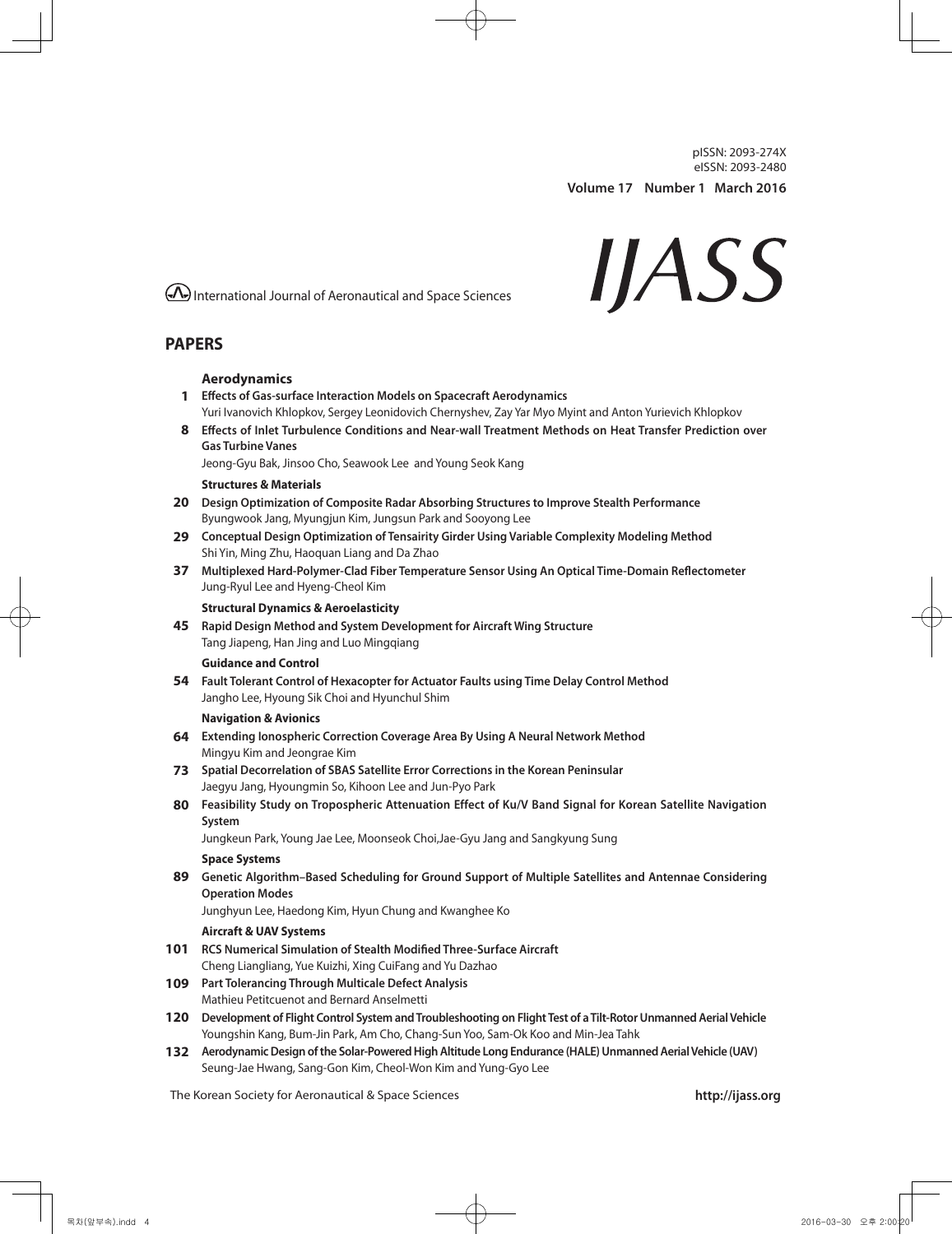pISSN: 2093-274X
eISSN: 2093-2480

**Volume 17 Number 1 March 2016**

# IJASS

International Journal of Aeronautical and Space Sciences

## PAPERS

### Aerodynamics

**1** **Effects of Gas-surface Interaction Models on Spacecraft Aerodynamics**
Yuri Ivanovich Khlopkov, Sergey Leonidovich Chernyshev, Zay Yar Myo Myint and Anton Yurievich Khlopkov

**8** **Effects of Inlet Turbulence Conditions and Near-wall Treatment Methods on Heat Transfer Prediction over Gas Turbine Vanes**
Jeong-Gyu Bak, Jinsoo Cho, Seawook Lee and Young Seok Kang

### Structures & Materials

**20** **Design Optimization of Composite Radar Absorbing Structures to Improve Stealth Performance**
Byungwook Jang, Myungjun Kim, Jungsun Park and Sooyong Lee

**29** **Conceptual Design Optimization of Tensairity Girder Using Variable Complexity Modeling Method**
Shi Yin, Ming Zhu, Haoquan Liang and Da Zhao

**37** **Multiplexed Hard-Polymer-Clad Fiber Temperature Sensor Using An Optical Time-Domain Reflectometer**
Jung-Ryul Lee and Hyeng-Cheol Kim

### Structural Dynamics & Aeroelasticity

**45** **Rapid Design Method and System Development for Aircraft Wing Structure**
Tang Jiapeng, Han Jing and Luo Mingqiang

### Guidance and Control

**54** **Fault Tolerant Control of Hexacopter for Actuator Faults using Time Delay Control Method**
Jangho Lee, Hyoung Sik Choi and Hyunchul Shim

### Navigation & Avionics

**64** **Extending Ionospheric Correction Coverage Area By Using A Neural Network Method**
Mingyu Kim and Jeongrae Kim

**73** **Spatial Decorrelation of SBAS Satellite Error Corrections in the Korean Peninsular**
Jaegyu Jang, Hyoungmin So, Kihoon Lee and Jun-Pyo Park

**80** **Feasibility Study on Tropospheric Attenuation Effect of Ku/V Band Signal for Korean Satellite Navigation System**
Jungkeun Park, Young Jae Lee, Moonseok Choi,Jae-Gyu Jang and Sangkyung Sung

### Space Systems

**89** **Genetic Algorithm–Based Scheduling for Ground Support of Multiple Satellites and Antennae Considering Operation Modes**
Junghyun Lee, Haedong Kim, Hyun Chung and Kwanghee Ko

### Aircraft & UAV Systems

**101** **RCS Numerical Simulation of Stealth Modified Three-Surface Aircraft**
Cheng Liangliang, Yue Kuizhi, Xing CuiFang and Yu Dazhao

**109** **Part Tolerancing Through Multicale Defect Analysis**
Mathieu Petitcuenot and Bernard Anselmetti

**120** **Development of Flight Control System and Troubleshooting on Flight Test of a Tilt-Rotor Unmanned Aerial Vehicle**
Youngshin Kang, Bum-Jin Park, Am Cho, Chang-Sun Yoo, Sam-Ok Koo and Min-Jea Tahk

**132** **Aerodynamic Design of the Solar-Powered High Altitude Long Endurance (HALE) Unmanned Aerial Vehicle (UAV)**
Seung-Jae Hwang, Sang-Gon Kim, Cheol-Won Kim and Yung-Gyo Lee

The Korean Society for Aeronautical & Space Sciences

**http://ijass.org**